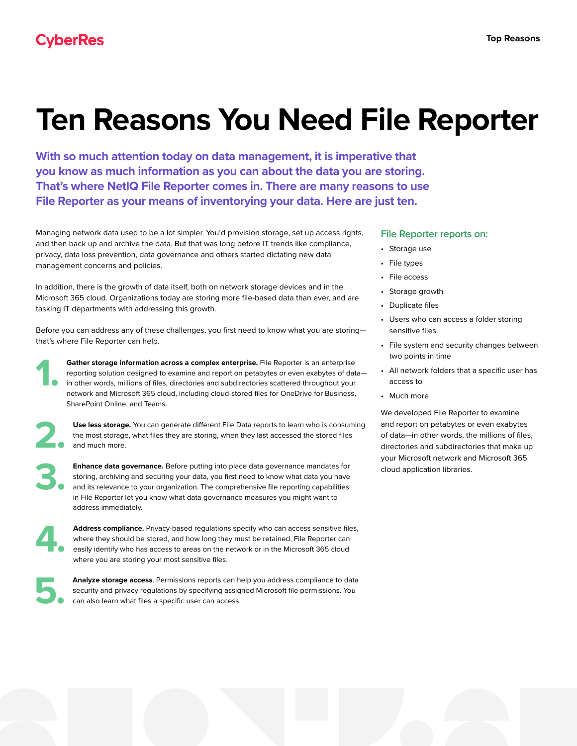CyberRes

# Ten Reasons You Need File Reporter

**With so much attention today on data management, it is imperative that you know as much information as you can about the data you are storing. That's where NetIQ File Reporter comes in. There are many reasons to use File Reporter as your means of inventorying your data. Here are just ten.**

Managing network data used to be a lot simpler. You'd provision storage, set up access rights, and then back up and archive the data. But that was long before IT trends like compliance, privacy, data loss prevention, data governance and others started dictating new data management concerns and policies.

In addition, there is the growth of data itself, both on network storage devices and in the Microsoft 365 cloud. Organizations today are storing more file-based data than ever, and are tasking IT departments with addressing this growth.

Before you can address any of these challenges, you first need to know what you are storing—that's where File Reporter can help.

**1. Gather storage information across a complex enterprise.** File Reporter is an enterprise reporting solution designed to examine and report on petabytes or even exabytes of data—in other words, millions of files, directories and subdirectories scattered throughout your network and Microsoft 365 cloud, including cloud-stored files for OneDrive for Business, SharePoint Online, and Teams.

**2. Use less storage.** You can generate different File Data reports to learn who is consuming the most storage, what files they are storing, when they last accessed the stored files and much more.

**3. Enhance data governance.** Before putting into place data governance mandates for storing, archiving and securing your data, you first need to know what data you have and its relevance to your organization. The comprehensive file reporting capabilities in File Reporter let you know what data governance measures you might want to address immediately.

**4. Address compliance.** Privacy-based regulations specify who can access sensitive files, where they should be stored, and how long they must be retained. File Reporter can easily identify who has access to areas on the network or in the Microsoft 365 cloud where you are storing your most sensitive files.

**5. Analyze storage access**. Permissions reports can help you address compliance to data security and privacy regulations by specifying assigned Microsoft file permissions. You can also learn what files a specific user can access.

## File Reporter reports on:

- Storage use
- File types
- File access
- Storage growth
- Duplicate files
- Users who can access a folder storing sensitive files.
- File system and security changes between two points in time
- All network folders that a specific user has access to
- Much more

We developed File Reporter to examine and report on petabytes or even exabytes of data—in other words, the millions of files, directories and subdirectories that make up your Microsoft network and Microsoft 365 cloud application libraries.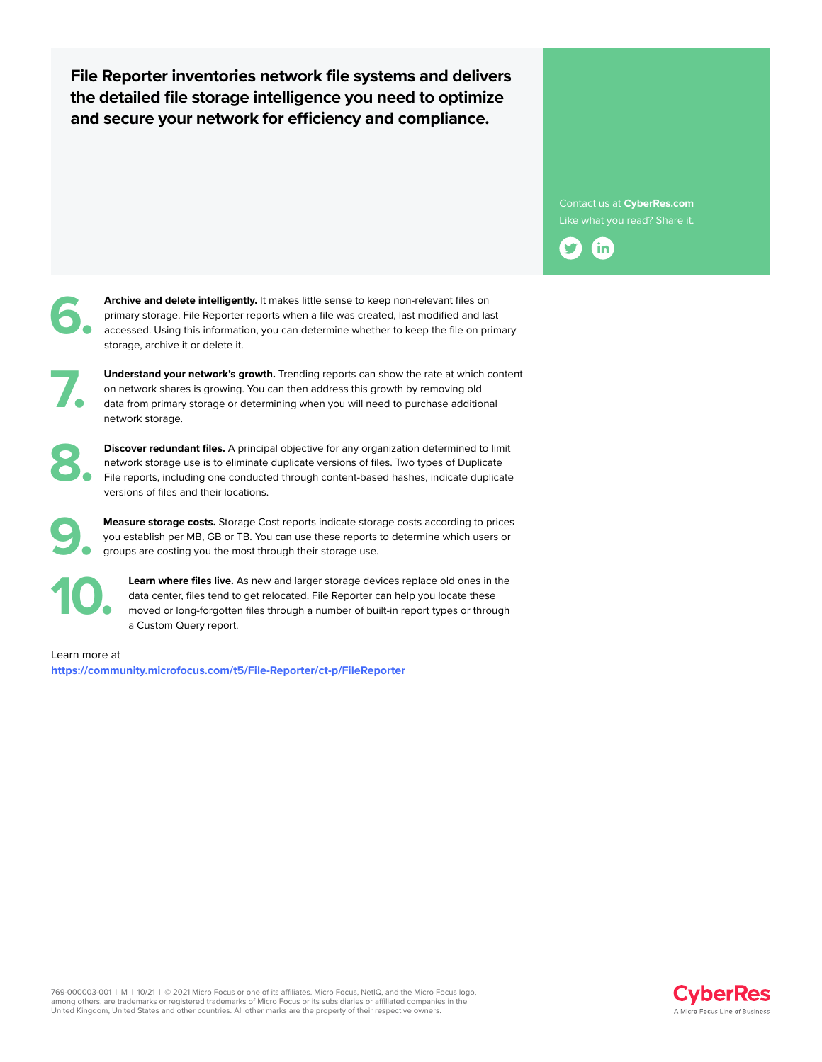**File Reporter inventories network file systems and delivers the detailed file storage intelligence you need to optimize and secure your network for efficiency and compliance.**

Contact us at **CyberRes.com**
Like what you read? Share it.

**6. Archive and delete intelligently.** It makes little sense to keep non-relevant files on primary storage. File Reporter reports when a file was created, last modified and last accessed. Using this information, you can determine whether to keep the file on primary storage, archive it or delete it.

**7. Understand your network's growth.** Trending reports can show the rate at which content on network shares is growing. You can then address this growth by removing old data from primary storage or determining when you will need to purchase additional network storage.

**8. Discover redundant files.** A principal objective for any organization determined to limit network storage use is to eliminate duplicate versions of files. Two types of Duplicate File reports, including one conducted through content-based hashes, indicate duplicate versions of files and their locations.

**9. Measure storage costs.** Storage Cost reports indicate storage costs according to prices you establish per MB, GB or TB. You can use these reports to determine which users or groups are costing you the most through their storage use.

**10. Learn where files live.** As new and larger storage devices replace old ones in the data center, files tend to get relocated. File Reporter can help you locate these moved or long-forgotten files through a number of built-in report types or through a Custom Query report.

Learn more at
**https://community.microfocus.com/t5/File-Reporter/ct-p/FileReporter**

769-000003-001 | M | 10/21 | © 2021 Micro Focus or one of its affiliates. Micro Focus, NetIQ, and the Micro Focus logo, among others, are trademarks or registered trademarks of Micro Focus or its subsidiaries or affiliated companies in the United Kingdom, United States and other countries. All other marks are the property of their respective owners.

CyberRes
A Micro Focus Line of Business